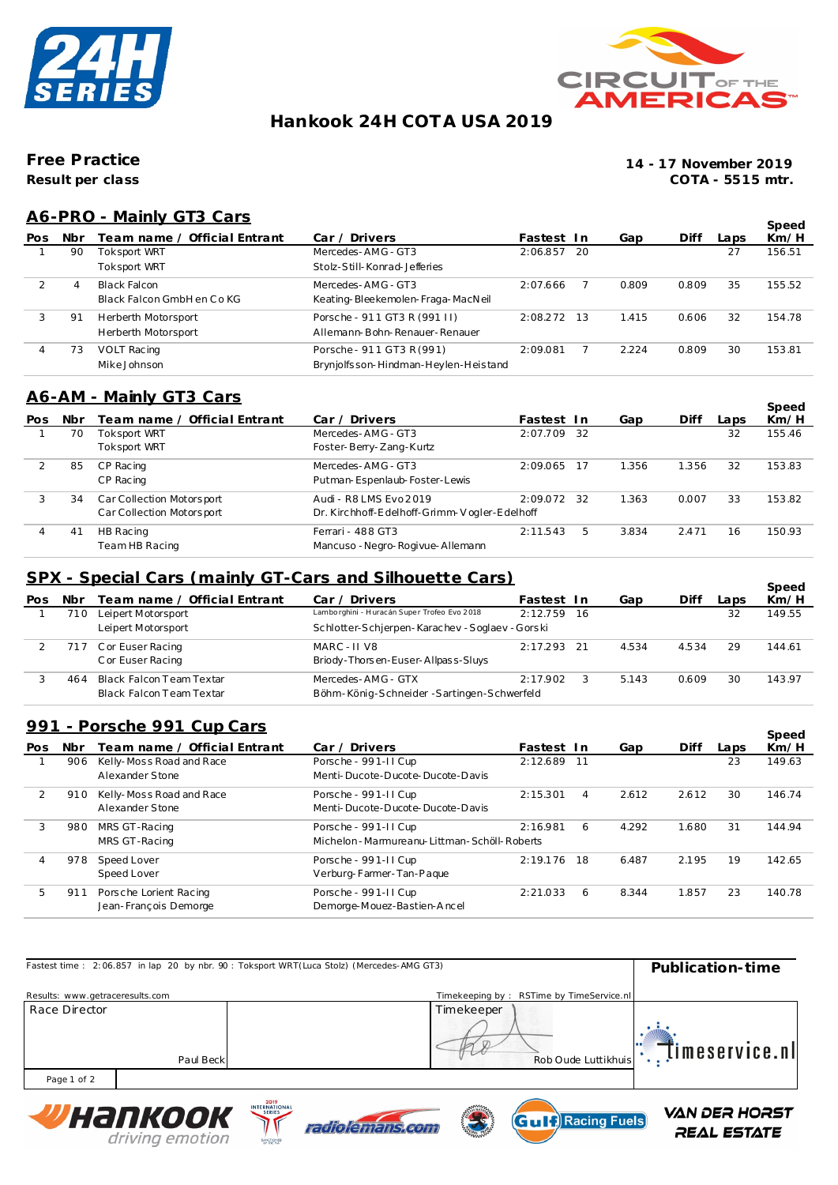# Hankook 24H COTA USA 2019

## Free Practice

**Result per class**

**14 - 17 November 2019**
**COTA - 5515 mtr.**

## A6-PRO - Mainly GT3 Cars

| Pos | Nbr | Team name / Official Entrant | Car / Drivers | Fastest | In | Gap | Diff | Laps | Speed Km/H |
|---|---|---|---|---|---|---|---|---|---|
| 1 | 90 | Toksport WRT<br>Toksport WRT | Mercedes-AMG-GT3<br>Stolz-Still-Konrad-Jefferies | 2:06.857 | 20 | | | 27 | 156.51 |
| 2 | 4 | Black Falcon<br>Black Falcon GmbH en Co KG | Mercedes-AMG-GT3<br>Keating-Bleekemolen-Fraga-MacNeil | 2:07.666 | 7 | 0.809 | 0.809 | 35 | 155.52 |
| 3 | 91 | Herberth Motorsport<br>Herberth Motorsport | Porsche - 911 GT3 R (991 II)<br>Allemann-Bohn-Renauer-Renauer | 2:08.272 | 13 | 1.415 | 0.606 | 32 | 154.78 |
| 4 | 73 | VOLT Racing<br>Mike Johnson | Porsche - 911 GT3 R(991)<br>Brynjolfsson-Hindman-Heylen-Heistand | 2:09.081 | 7 | 2.224 | 0.809 | 30 | 153.81 |

## A6-AM - Mainly GT3 Cars

| Pos | Nbr | Team name / Official Entrant | Car / Drivers | Fastest | In | Gap | Diff | Laps | Speed Km/H |
|---|---|---|---|---|---|---|---|---|---|
| 1 | 70 | Toksport WRT<br>Toksport WRT | Mercedes-AMG-GT3<br>Foster-Berry-Zang-Kurtz | 2:07.709 | 32 | | | 32 | 155.46 |
| 2 | 85 | CP Racing<br>CP Racing | Mercedes-AMG-GT3<br>Putman-Espenlaub-Foster-Lewis | 2:09.065 | 17 | 1.356 | 1.356 | 32 | 153.83 |
| 3 | 34 | Car Collection Motorsport<br>Car Collection Motorsport | Audi - R8 LMS Evo 2019<br>Dr. Kirchhoff-Edelhoff-Grimm-Vogler-Edelhoff | 2:09.072 | 32 | 1.363 | 0.007 | 33 | 153.82 |
| 4 | 41 | HB Racing<br>Team HB Racing | Ferrari - 488 GT3<br>Mancuso-Negro-Rogivue-Allemann | 2:11.543 | 5 | 3.834 | 2.471 | 16 | 150.93 |

## SPX - Special Cars (mainly GT-Cars and Silhouette Cars)

| Pos | Nbr | Team name / Official Entrant | Car / Drivers | Fastest | In | Gap | Diff | Laps | Speed Km/H |
|---|---|---|---|---|---|---|---|---|---|
| 1 | 710 | Leipert Motorsport<br>Leipert Motorsport | Lamborghini - Huracán Super Trofeo Evo 2018<br>Schlotter-Schjerpen-Karachev-Soglaev-Gorski | 2:12.759 | 16 | | | 32 | 149.55 |
| 2 | 717 | Cor Euser Racing<br>Cor Euser Racing | MARC - II V8<br>Briody-Thorsen-Euser-Allpass-Sluys | 2:17.293 | 21 | 4.534 | 4.534 | 29 | 144.61 |
| 3 | 464 | Black Falcon Team Textar<br>Black Falcon Team Textar | Mercedes-AMG-GTX<br>Böhm-König-Schneider-Sartingen-Schwerfeld | 2:17.902 | 3 | 5.143 | 0.609 | 30 | 143.97 |

## 991 - Porsche 991 Cup Cars

| Pos | Nbr | Team name / Official Entrant | Car / Drivers | Fastest | In | Gap | Diff | Laps | Speed Km/H |
|---|---|---|---|---|---|---|---|---|---|
| 1 | 906 | Kelly-Moss Road and Race<br>Alexander Stone | Porsche - 991-II Cup<br>Menti-Ducote-Ducote-Ducote-Davis | 2:12.689 | 11 | | | 23 | 149.63 |
| 2 | 910 | Kelly-Moss Road and Race<br>Alexander Stone | Porsche - 991-II Cup<br>Menti-Ducote-Ducote-Ducote-Davis | 2:15.301 | 4 | 2.612 | 2.612 | 30 | 146.74 |
| 3 | 980 | MRS GT-Racing<br>MRS GT-Racing | Porsche - 991-II Cup<br>Michelon-Marmureanu-Littman-Schöll-Roberts | 2:16.981 | 6 | 4.292 | 1.680 | 31 | 144.94 |
| 4 | 978 | Speed Lover<br>Speed Lover | Porsche - 991-II Cup<br>Verburg-Farmer-Tan-Paque | 2:19.176 | 18 | 6.487 | 2.195 | 19 | 142.65 |
| 5 | 911 | Porsche Lorient Racing<br>Jean-François Demorge | Porsche - 991-II Cup<br>Demorge-Mouez-Bastien-Ancel | 2:21.033 | 6 | 8.344 | 1.857 | 23 | 140.78 |

Fastest time : 2:06.857 in lap 20 by nbr. 90 : Toksport WRT(Luca Stolz) (Mercedes-AMG GT3)

**Publication-time**

Results: www.getraceresults.com

Timekeeping by : RSTime by TimeService.nl

| Race Director | Timekeeper |
|---|---|
| Paul Beck | Rob Oude Luttikhuis |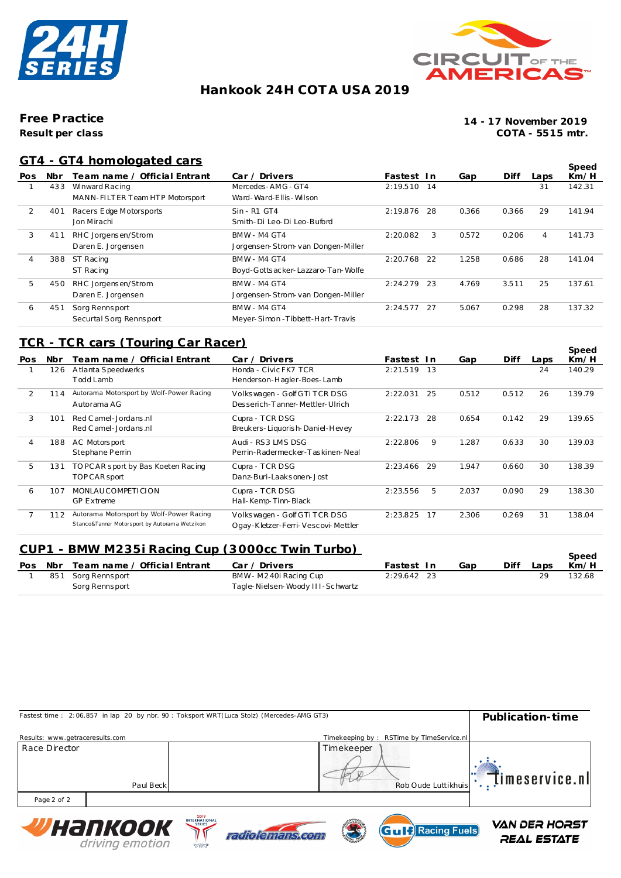# Hankook 24H COTA USA 2019

**Free Practice**
**Result per class**

**14 - 17 November 2019**
**COTA - 5515 mtr.**

## GT4 - GT4 homologated cars

| Pos | Nbr | Team name / Official Entrant | Car / Drivers | Fastest | In | Gap | Diff | Laps | Speed Km/H |
|---|---|---|---|---|---|---|---|---|---|
| 1 | 433 | Winward Racing<br>MANN-FILTER Team HTP Motorsport | Mercedes-AMG - GT4<br>Ward-Ward-Ellis-Wilson | 2:19.510 | 14 | | | 31 | 142.31 |
| 2 | 401 | Racers Edge Motorsports<br>Jon Mirachi | Sin - R1 GT4<br>Smith-Di Leo-Di Leo-Buford | 2:19.876 | 28 | 0.366 | 0.366 | 29 | 141.94 |
| 3 | 411 | RHC Jorgensen/Strom<br>Daren E. Jorgensen | BMW - M4 GT4<br>Jorgensen-Strom-van Dongen-Miller | 2:20.082 | 3 | 0.572 | 0.206 | 4 | 141.73 |
| 4 | 388 | ST Racing<br>ST Racing | BMW - M4 GT4<br>Boyd-Gottsacker-Lazzaro-Tan-Wolfe | 2:20.768 | 22 | 1.258 | 0.686 | 28 | 141.04 |
| 5 | 450 | RHC Jorgensen/Strom<br>Daren E. Jorgensen | BMW - M4 GT4<br>Jorgensen-Strom-van Dongen-Miller | 2:24.279 | 23 | 4.769 | 3.511 | 25 | 137.61 |
| 6 | 451 | Sorg Rennsport<br>Securtal Sorg Rennsport | BMW - M4 GT4<br>Meyer-Simon -Tibbett-Hart-Travis | 2:24.577 | 27 | 5.067 | 0.298 | 28 | 137.32 |

## TCR - TCR cars (Touring Car Racer)

| Pos | Nbr | Team name / Official Entrant | Car / Drivers | Fastest | In | Gap | Diff | Laps | Speed Km/H |
|---|---|---|---|---|---|---|---|---|---|
| 1 | 126 | Atlanta Speedwerks<br>Todd Lamb | Honda - Civic FK7 TCR<br>Henderson-Hagler-Boes-Lamb | 2:21.519 | 13 | | | 24 | 140.29 |
| 2 | 114 | Autorama Motorsport by Wolf-Power Racing<br>Autorama AG | Volkswagen - Golf GTi TCR DSG<br>Desserich-Tanner-Mettler-Ulrich | 2:22.031 | 25 | 0.512 | 0.512 | 26 | 139.79 |
| 3 | 101 | Red Camel-Jordans.nl<br>Red Camel-Jordans.nl | Cupra - TCR DSG<br>Breukers-Liquorish-Daniel-Hevey | 2:22.173 | 28 | 0.654 | 0.142 | 29 | 139.65 |
| 4 | 188 | AC Motorsport<br>Stephane Perrin | Audi - RS3 LMS DSG<br>Perrin-Radermecker-Taskinen-Neal | 2:22.806 | 9 | 1.287 | 0.633 | 30 | 139.03 |
| 5 | 131 | TOPCAR sport by Bas Koeten Racing<br>TOPCAR sport | Cupra - TCR DSG<br>Danz-Buri-Laaksonen-Jost | 2:23.466 | 29 | 1.947 | 0.660 | 30 | 138.39 |
| 6 | 107 | MONLAU COMPETICION<br>GP Extreme | Cupra - TCR DSG<br>Hall-Kemp-Tinn-Black | 2:23.556 | 5 | 2.037 | 0.090 | 29 | 138.30 |
| 7 | 112 | Autorama Motorsport by Wolf-Power Racing<br>Stanco&Tanner Motorsport by Autorama Wetzikon | Volkswagen - Golf GTi TCR DSG<br>Ogay-Kletzer-Ferri-Vescovi-Mettler | 2:23.825 | 17 | 2.306 | 0.269 | 31 | 138.04 |

## CUP1 - BMW M235i Racing Cup (3000cc Twin Turbo)

| Pos | Nbr | Team name / Official Entrant | Car / Drivers | Fastest | In | Gap | Diff | Laps | Speed Km/H |
|---|---|---|---|---|---|---|---|---|---|
| 1 | 851 | Sorg Rennsport<br>Sorg Rennsport | BMW - M240i Racing Cup<br>Tagle-Nielsen-Woody III-Schwartz | 2:29.642 | 23 | | | 29 | 132.68 |

Fastest time : 2:06.857 in lap 20 by nbr. 90 : Toksport WRT(Luca Stolz) (Mercedes-AMG GT3)

Publication-time

Results: www.getraceresults.com

Timekeeping by : RSTime by TimeService.nl

Race Director: Paul Beck

Timekeeper: Rob Oude Luttikhuis